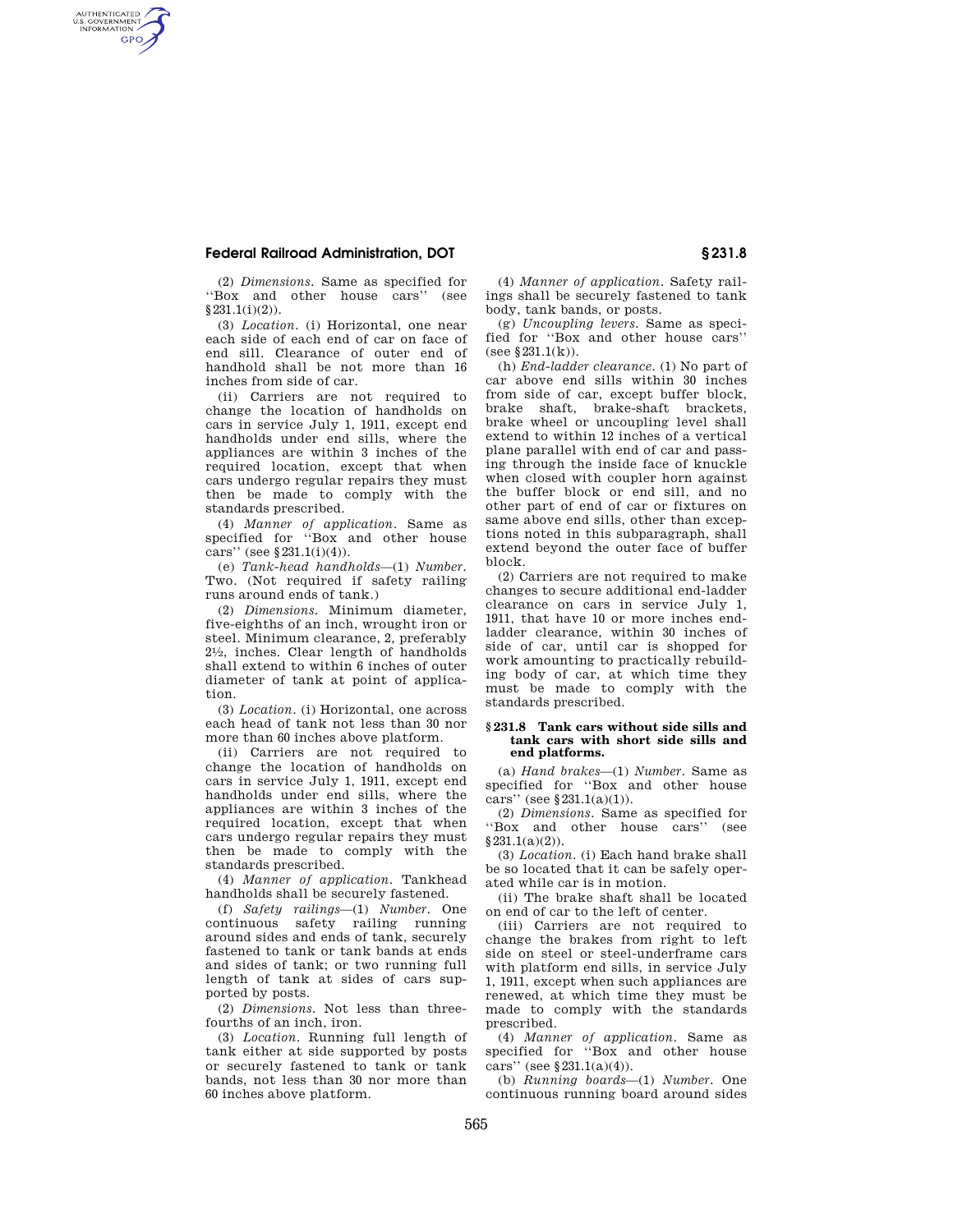(2) *Dimensions.* Same as specified for "Box and other house cars" (see §231.1(i)(2)).

(3) *Location.* (i) Horizontal, one near each side of each end of car on face of end sill. Clearance of outer end of handhold shall be not more than 16 inches from side of car.

(ii) Carriers are not required to change the location of handholds on cars in service July 1, 1911, except end handholds under end sills, where the appliances are within 3 inches of the required location, except that when cars undergo regular repairs they must then be made to comply with the standards prescribed.

(4) *Manner of application.* Same as specified for "Box and other house cars" (see §231.1(i)(4)).

(e) *Tank-head handholds*—(1) *Number.* Two. (Not required if safety railing runs around ends of tank.)

(2) *Dimensions.* Minimum diameter, five-eighths of an inch, wrought iron or steel. Minimum clearance, 2, preferably 2½, inches. Clear length of handholds shall extend to within 6 inches of outer diameter of tank at point of application.

(3) *Location.* (i) Horizontal, one across each head of tank not less than 30 nor more than 60 inches above platform.

(ii) Carriers are not required to change the location of handholds on cars in service July 1, 1911, except end handholds under end sills, where the appliances are within 3 inches of the required location, except that when cars undergo regular repairs they must then be made to comply with the standards prescribed.

(4) *Manner of application.* Tankhead handholds shall be securely fastened.

(f) *Safety railings*—(1) *Number.* One continuous safety railing running around sides and ends of tank, securely fastened to tank or tank bands at ends and sides of tank; or two running full length of tank at sides of cars supported by posts.

(2) *Dimensions.* Not less than three-fourths of an inch, iron.

(3) *Location.* Running full length of tank either at side supported by posts or securely fastened to tank or tank bands, not less than 30 nor more than 60 inches above platform.

(4) *Manner of application.* Safety railings shall be securely fastened to tank body, tank bands, or posts.

(g) *Uncoupling levers.* Same as specified for "Box and other house cars" (see §231.1(k)).

(h) *End-ladder clearance.* (1) No part of car above end sills within 30 inches from side of car, except buffer block, brake shaft, brake-shaft brackets, brake wheel or uncoupling level shall extend to within 12 inches of a vertical plane parallel with end of car and passing through the inside face of knuckle when closed with coupler horn against the buffer block or end sill, and no other part of end of car or fixtures on same above end sills, other than exceptions noted in this subparagraph, shall extend beyond the outer face of buffer block.

(2) Carriers are not required to make changes to secure additional end-ladder clearance on cars in service July 1, 1911, that have 10 or more inches end-ladder clearance, within 30 inches of side of car, until car is shopped for work amounting to practically rebuilding body of car, at which time they must be made to comply with the standards prescribed.

## §231.8 Tank cars without side sills and tank cars with short side sills and end platforms.

(a) *Hand brakes*—(1) *Number.* Same as specified for "Box and other house cars" (see §231.1(a)(1)).

(2) *Dimensions.* Same as specified for "Box and other house cars" (see §231.1(a)(2)).

(3) *Location.* (i) Each hand brake shall be so located that it can be safely operated while car is in motion.

(ii) The brake shaft shall be located on end of car to the left of center.

(iii) Carriers are not required to change the brakes from right to left side on steel or steel-underframe cars with platform end sills, in service July 1, 1911, except when such appliances are renewed, at which time they must be made to comply with the standards prescribed.

(4) *Manner of application.* Same as specified for "Box and other house cars" (see §231.1(a)(4)).

(b) *Running boards*—(1) *Number.* One continuous running board around sides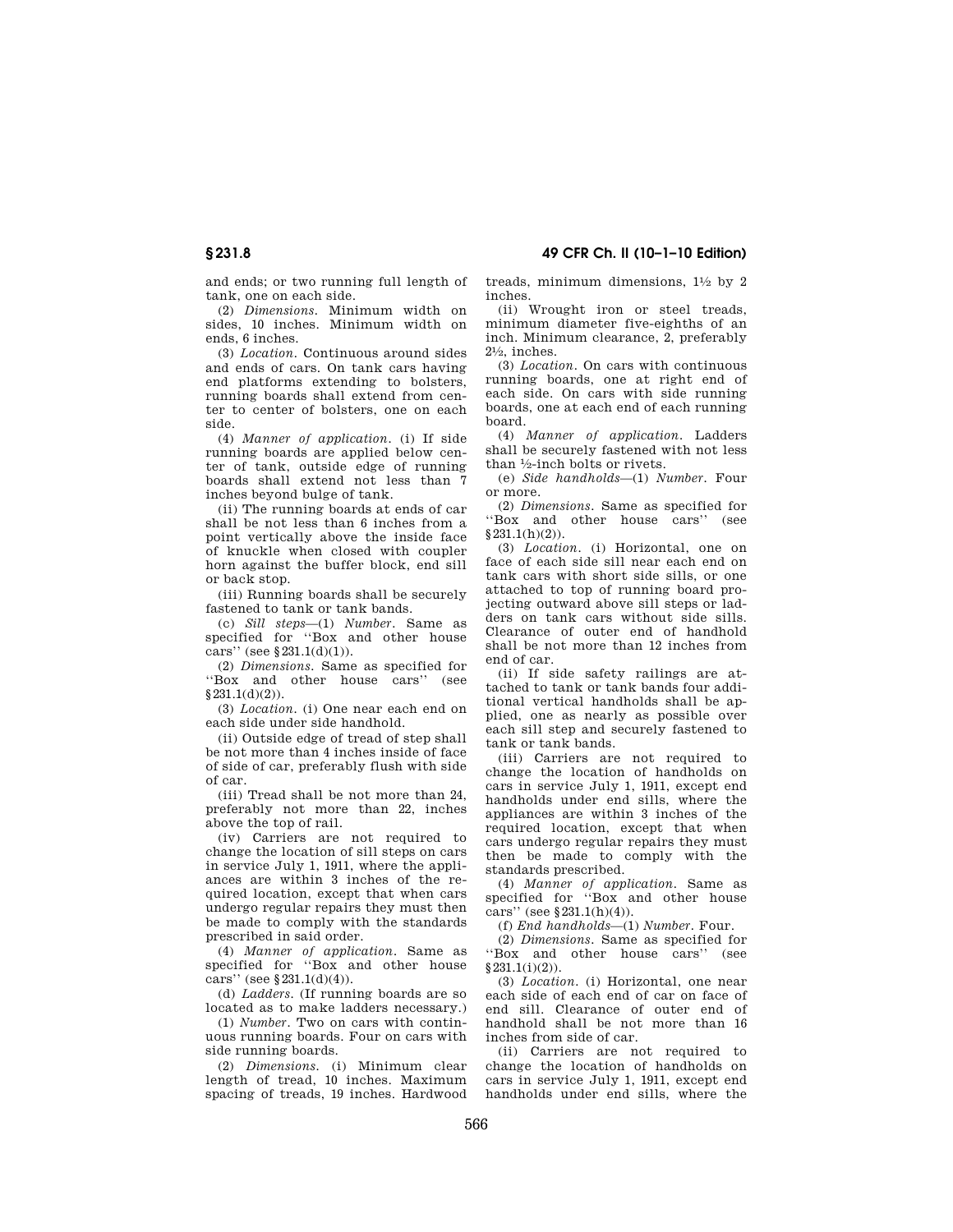and ends; or two running full length of tank, one on each side.

(2) *Dimensions.* Minimum width on sides, 10 inches. Minimum width on ends, 6 inches.

(3) *Location.* Continuous around sides and ends of cars. On tank cars having end platforms extending to bolsters, running boards shall extend from center to center of bolsters, one on each side.

(4) *Manner of application.* (i) If side running boards are applied below center of tank, outside edge of running boards shall extend not less than 7 inches beyond bulge of tank.

(ii) The running boards at ends of car shall be not less than 6 inches from a point vertically above the inside face of knuckle when closed with coupler horn against the buffer block, end sill or back stop.

(iii) Running boards shall be securely fastened to tank or tank bands.

(c) *Sill steps*—(1) *Number.* Same as specified for ''Box and other house cars'' (see §231.1(d)(1)).

(2) *Dimensions.* Same as specified for ''Box and other house cars'' (see §231.1(d)(2)).

(3) *Location.* (i) One near each end on each side under side handhold.

(ii) Outside edge of tread of step shall be not more than 4 inches inside of face of side of car, preferably flush with side of car.

(iii) Tread shall be not more than 24, preferably not more than 22, inches above the top of rail.

(iv) Carriers are not required to change the location of sill steps on cars in service July 1, 1911, where the appliances are within 3 inches of the required location, except that when cars undergo regular repairs they must then be made to comply with the standards prescribed in said order.

(4) *Manner of application.* Same as specified for ''Box and other house cars'' (see §231.1(d)(4)).

(d) *Ladders.* (If running boards are so located as to make ladders necessary.)

(1) *Number.* Two on cars with continuous running boards. Four on cars with side running boards.

(2) *Dimensions.* (i) Minimum clear length of tread, 10 inches. Maximum spacing of treads, 19 inches. Hardwood treads, minimum dimensions, 1½ by 2 inches.

(ii) Wrought iron or steel treads, minimum diameter five-eighths of an inch. Minimum clearance, 2, preferably 2½, inches.

(3) *Location.* On cars with continuous running boards, one at right end of each side. On cars with side running boards, one at each end of each running board.

(4) *Manner of application.* Ladders shall be securely fastened with not less than ½-inch bolts or rivets.

(e) *Side handholds*—(1) *Number.* Four or more.

(2) *Dimensions.* Same as specified for ''Box and other house cars'' (see §231.1(h)(2)).

(3) *Location.* (i) Horizontal, one on face of each side sill near each end on tank cars with short side sills, or one attached to top of running board projecting outward above sill steps or ladders on tank cars without side sills. Clearance of outer end of handhold shall be not more than 12 inches from end of car.

(ii) If side safety railings are attached to tank or tank bands four additional vertical handholds shall be applied, one as nearly as possible over each sill step and securely fastened to tank or tank bands.

(iii) Carriers are not required to change the location of handholds on cars in service July 1, 1911, except end handholds under end sills, where the appliances are within 3 inches of the required location, except that when cars undergo regular repairs they must then be made to comply with the standards prescribed.

(4) *Manner of application.* Same as specified for ''Box and other house cars'' (see §231.1(h)(4)).

(f) *End handholds*—(1) *Number.* Four.

(2) *Dimensions.* Same as specified for ''Box and other house cars'' (see §231.1(i)(2)).

(3) *Location.* (i) Horizontal, one near each side of each end of car on face of end sill. Clearance of outer end of handhold shall be not more than 16 inches from side of car.

(ii) Carriers are not required to change the location of handholds on cars in service July 1, 1911, except end handholds under end sills, where the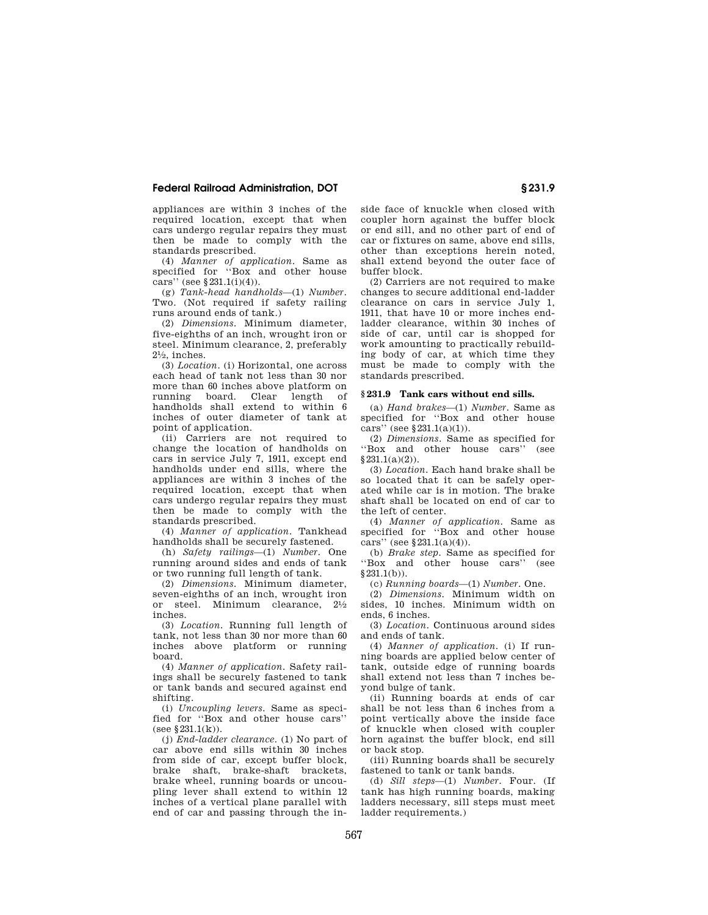appliances are within 3 inches of the required location, except that when cars undergo regular repairs they must then be made to comply with the standards prescribed.

(4) *Manner of application.* Same as specified for "Box and other house cars" (see §231.1(i)(4)).

(g) *Tank-head handholds*—(1) *Number.* Two. (Not required if safety railing runs around ends of tank.)

(2) *Dimensions.* Minimum diameter, five-eighths of an inch, wrought iron or steel. Minimum clearance, 2, preferably 2½, inches.

(3) *Location.* (i) Horizontal, one across each head of tank not less than 30 nor more than 60 inches above platform on running board. Clear length of handholds shall extend to within 6 inches of outer diameter of tank at point of application.

(ii) Carriers are not required to change the location of handholds on cars in service July 7, 1911, except end handholds under end sills, where the appliances are within 3 inches of the required location, except that when cars undergo regular repairs they must then be made to comply with the standards prescribed.

(4) *Manner of application.* Tankhead handholds shall be securely fastened.

(h) *Safety railings*—(1) *Number.* One running around sides and ends of tank or two running full length of tank.

(2) *Dimensions.* Minimum diameter, seven-eighths of an inch, wrought iron or steel. Minimum clearance, 2½ inches.

(3) *Location.* Running full length of tank, not less than 30 nor more than 60 inches above platform or running board.

(4) *Manner of application.* Safety railings shall be securely fastened to tank or tank bands and secured against end shifting.

(i) *Uncoupling levers.* Same as specified for "Box and other house cars" (see §231.1(k)).

(j) *End-ladder clearance.* (1) No part of car above end sills within 30 inches from side of car, except buffer block, brake shaft, brake-shaft brackets, brake wheel, running boards or uncoupling lever shall extend to within 12 inches of a vertical plane parallel with end of car and passing through the inside face of knuckle when closed with coupler horn against the buffer block or end sill, and no other part of end of car or fixtures on same, above end sills, other than exceptions herein noted, shall extend beyond the outer face of buffer block.

(2) Carriers are not required to make changes to secure additional end-ladder clearance on cars in service July 1, 1911, that have 10 or more inches end-ladder clearance, within 30 inches of side of car, until car is shopped for work amounting to practically rebuilding body of car, at which time they must be made to comply with the standards prescribed.

## §231.9 Tank cars without end sills.

(a) *Hand brakes*—(1) *Number.* Same as specified for "Box and other house cars" (see §231.1(a)(1)).

(2) *Dimensions.* Same as specified for "Box and other house cars" (see §231.1(a)(2)).

(3) *Location.* Each hand brake shall be so located that it can be safely operated while car is in motion. The brake shaft shall be located on end of car to the left of center.

(4) *Manner of application.* Same as specified for "Box and other house cars" (see §231.1(a)(4)).

(b) *Brake step.* Same as specified for "Box and other house cars" (see §231.1(b)).

(c) *Running boards*—(1) *Number.* One.

(2) *Dimensions.* Minimum width on sides, 10 inches. Minimum width on ends, 6 inches.

(3) *Location.* Continuous around sides and ends of tank.

(4) *Manner of application.* (i) If running boards are applied below center of tank, outside edge of running boards shall extend not less than 7 inches beyond bulge of tank.

(ii) Running boards at ends of car shall be not less than 6 inches from a point vertically above the inside face of knuckle when closed with coupler horn against the buffer block, end sill or back stop.

(iii) Running boards shall be securely fastened to tank or tank bands.

(d) *Sill steps*—(1) *Number.* Four. (If tank has high running boards, making ladders necessary, sill steps must meet ladder requirements.)